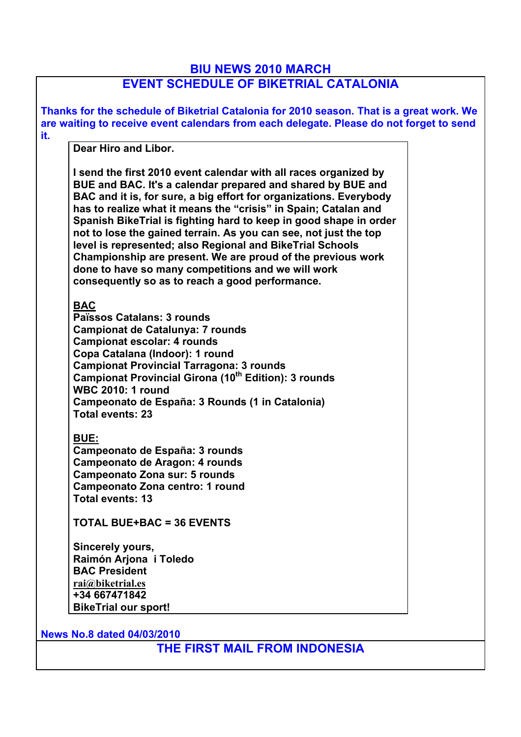# BIU NEWS 2010 MARCH

## EVENT SCHEDULE OF BIKETRIAL CATALONIA

**Thanks for the schedule of Biketrial Catalonia for 2010 season. That is a great work. We are waiting to receive event calendars from each delegate. Please do not forget to send it.**

**Dear Hiro and Libor.**

**I send the first 2010 event calendar with all races organized by BUE and BAC. It's a calendar prepared and shared by BUE and BAC and it is, for sure, a big effort for organizations. Everybody has to realize what it means the "crisis" in Spain; Catalan and Spanish BikeTrial is fighting hard to keep in good shape in order not to lose the gained terrain. As you can see, not just the top level is represented; also Regional and BikeTrial Schools Championship are present. We are proud of the previous work done to have so many competitions and we will work consequently so as to reach a good performance.**

**<u>BAC</u>**
**Països Catalans: 3 rounds**
**Campionat de Catalunya: 7 rounds**
**Campionat escolar: 4 rounds**
**Copa Catalana (Indoor): 1 round**
**Campionat Provincial Tarragona: 3 rounds**
**Campionat Provincial Girona (10th Edition): 3 rounds**
**WBC 2010: 1 round**
**Campeonato de España: 3 Rounds (1 in Catalonia)**
**Total events: 23**

**<u>BUE:</u>**
**Campeonato de España: 3 rounds**
**Campeonato de Aragon: 4 rounds**
**Campeonato Zona sur: 5 rounds**
**Campeonato Zona centro: 1 round**
**Total events: 13**

**TOTAL BUE+BAC = 36 EVENTS**

**Sincerely yours,**
**Raimón Arjona i Toledo**
**BAC President**
**rai@biketrial.es**
**+34 667471842**
**BikeTrial our sport!**

**News No.8 dated 04/03/2010**

## THE FIRST MAIL FROM INDONESIA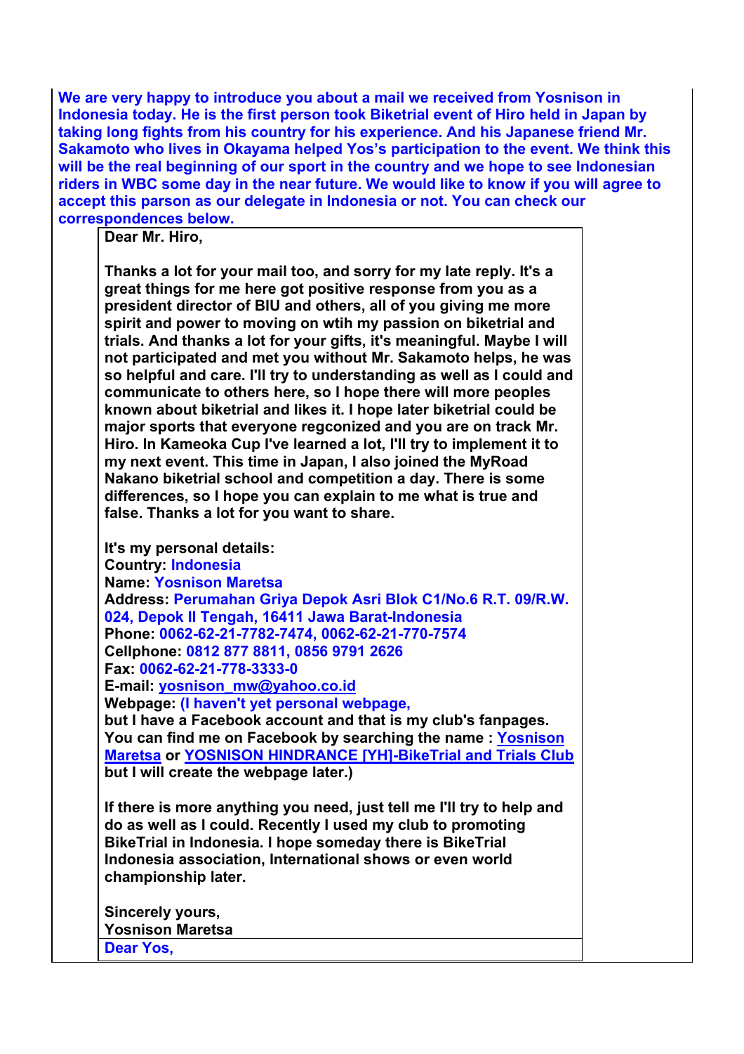**We are very happy to introduce you about a mail we received from Yosnison in Indonesia today. He is the first person took Biketrial event of Hiro held in Japan by taking long fights from his country for his experience. And his Japanese friend Mr. Sakamoto who lives in Okayama helped Yos's participation to the event. We think this will be the real beginning of our sport in the country and we hope to see Indonesian riders in WBC some day in the near future. We would like to know if you will agree to accept this parson as our delegate in Indonesia or not. You can check our correspondences below.**

> **Dear Mr. Hiro,**
>
> **Thanks a lot for your mail too, and sorry for my late reply. It's a great things for me here got positive response from you as a president director of BIU and others, all of you giving me more spirit and power to moving on wtih my passion on biketrial and trials. And thanks a lot for your gifts, it's meaningful. Maybe I will not participated and met you without Mr. Sakamoto helps, he was so helpful and care. I'll try to understanding as well as I could and communicate to others here, so I hope there will more peoples known about biketrial and likes it. I hope later biketrial could be major sports that everyone regconized and you are on track Mr. Hiro. In Kameoka Cup I've learned a lot, I'll try to implement it to my next event. This time in Japan, I also joined the MyRoad Nakano biketrial school and competition a day. There is some differences, so I hope you can explain to me what is true and false. Thanks a lot for you want to share.**
>
> **It's my personal details:**
> **Country:** **Indonesia**
> **Name:** **Yosnison Maretsa**
> **Address:** **Perumahan Griya Depok Asri Blok C1/No.6 R.T. 09/R.W. 024, Depok II Tengah, 16411 Jawa Barat-Indonesia**
> **Phone:** **0062-62-21-7782-7474, 0062-62-21-770-7574**
> **Cellphone:** **0812 877 8811, 0856 9791 2626**
> **Fax:** **0062-62-21-778-3333-0**
> **E-mail:** **yosnison_mw@yahoo.co.id**
> **Webpage:** **(I haven't yet personal webpage, but I have a Facebook account and that is my club's fanpages. You can find me on Facebook by searching the name : Yosnison Maretsa or YOSNISON HINDRANCE [YH]-BikeTrial and Trials Club but I will create the webpage later.)**
>
> **If there is more anything you need, just tell me I'll try to help and do as well as I could. Recently I used my club to promoting BikeTrial in Indonesia. I hope someday there is BikeTrial Indonesia association, International shows or even world championship later.**
>
> **Sincerely yours,**
> **Yosnison Maretsa**

> **Dear Yos,**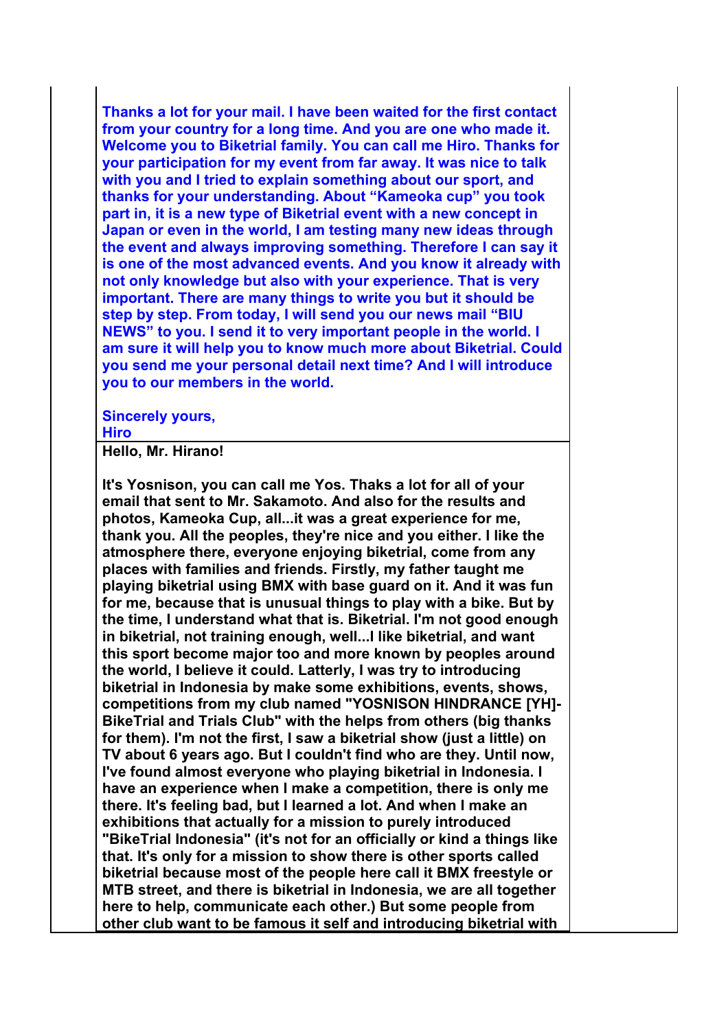**Thanks a lot for your mail. I have been waited for the first contact from your country for a long time. And you are one who made it. Welcome you to Biketrial family. You can call me Hiro. Thanks for your participation for my event from far away. It was nice to talk with you and I tried to explain something about our sport, and thanks for your understanding. About "Kameoka cup" you took part in, it is a new type of Biketrial event with a new concept in Japan or even in the world, I am testing many new ideas through the event and always improving something. Therefore I can say it is one of the most advanced events. And you know it already with not only knowledge but also with your experience. That is very important. There are many things to write you but it should be step by step. From today, I will send you our news mail "BIU NEWS" to you. I send it to very important people in the world. I am sure it will help you to know much more about Biketrial. Could you send me your personal detail next time? And I will introduce you to our members in the world.**

**Sincerely yours,**
**Hiro**

**Hello, Mr. Hirano!**

**It's Yosnison, you can call me Yos. Thaks a lot for all of your email that sent to Mr. Sakamoto. And also for the results and photos, Kameoka Cup, all...it was a great experience for me, thank you. All the peoples, they're nice and you either. I like the atmosphere there, everyone enjoying biketrial, come from any places with families and friends. Firstly, my father taught me playing biketrial using BMX with base guard on it. And it was fun for me, because that is unusual things to play with a bike. But by the time, I understand what that is. Biketrial. I'm not good enough in biketrial, not training enough, well...I like biketrial, and want this sport become major too and more known by peoples around the world, I believe it could. Latterly, I was try to introducing biketrial in Indonesia by make some exhibitions, events, shows, competitions from my club named "YOSNISON HINDRANCE [YH]-BikeTrial and Trials Club" with the helps from others (big thanks for them). I'm not the first, I saw a biketrial show (just a little) on TV about 6 years ago. But I couldn't find who are they. Until now, I've found almost everyone who playing biketrial in Indonesia. I have an experience when I make a competition, there is only me there. It's feeling bad, but I learned a lot. And when I make an exhibitions that actually for a mission to purely introduced "BikeTrial Indonesia" (it's not for an officially or kind a things like that. It's only for a mission to show there is other sports called biketrial because most of the people here call it BMX freestyle or MTB street, and there is biketrial in Indonesia, we are all together here to help, communicate each other.) But some people from other club want to be famous it self and introducing biketrial with**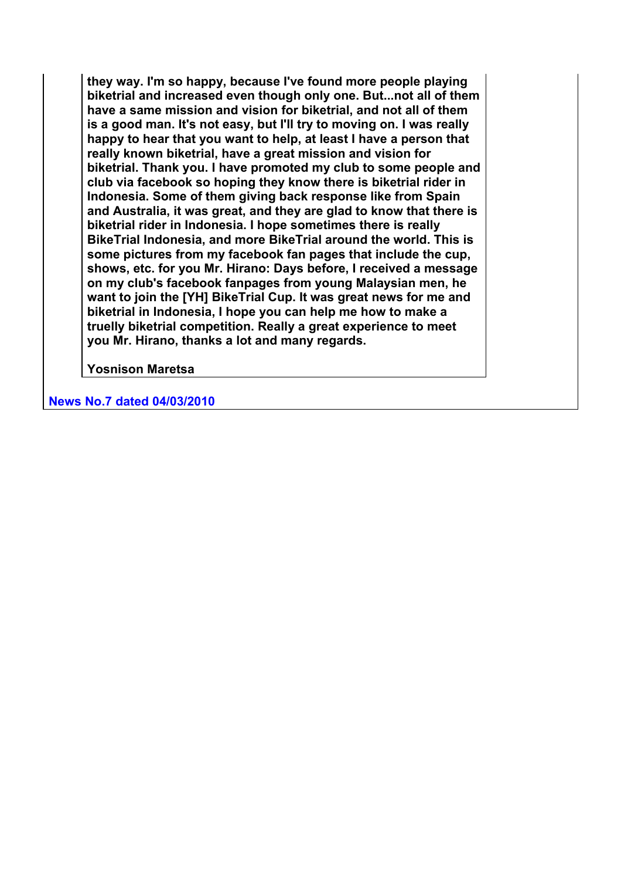**they way. I'm so happy, because I've found more people playing biketrial and increased even though only one. But...not all of them have a same mission and vision for biketrial, and not all of them is a good man. It's not easy, but I'll try to moving on. I was really happy to hear that you want to help, at least I have a person that really known biketrial, have a great mission and vision for biketrial. Thank you. I have promoted my club to some people and club via facebook so hoping they know there is biketrial rider in Indonesia. Some of them giving back response like from Spain and Australia, it was great, and they are glad to know that there is biketrial rider in Indonesia. I hope sometimes there is really BikeTrial Indonesia, and more BikeTrial around the world. This is some pictures from my facebook fan pages that include the cup, shows, etc. for you Mr. Hirano: Days before, I received a message on my club's facebook fanpages from young Malaysian men, he want to join the [YH] BikeTrial Cup. It was great news for me and biketrial in Indonesia, I hope you can help me how to make a truelly biketrial competition. Really a great experience to meet you Mr. Hirano, thanks a lot and many regards.**

**Yosnison Maretsa**

**News No.7 dated 04/03/2010**